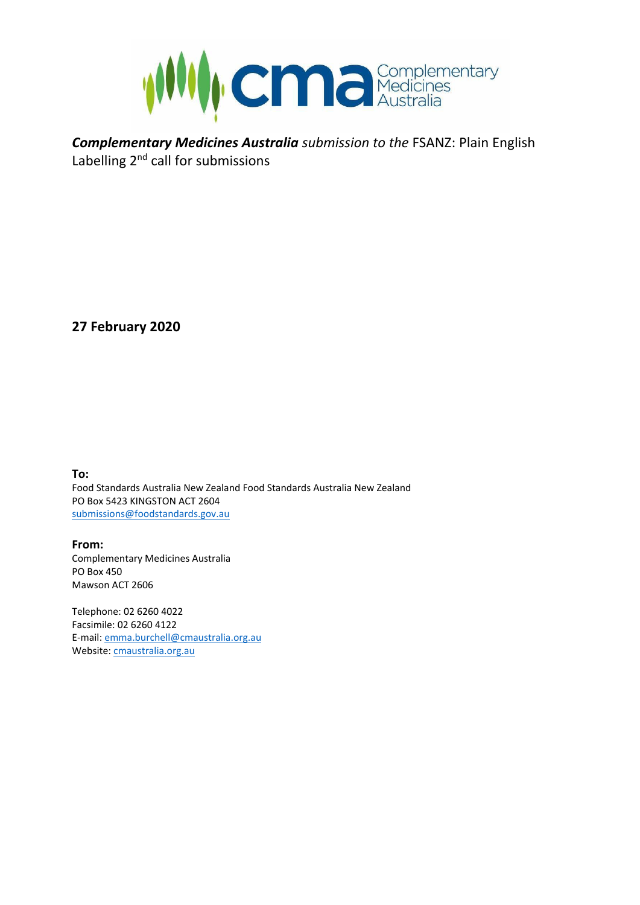***Complementary Medicines Australia*** *submission to the* FSANZ: Plain English Labelling 2nd call for submissions

**27 February 2020**

**To:**
Food Standards Australia New Zealand Food Standards Australia New Zealand
PO Box 5423 KINGSTON ACT 2604
submissions@foodstandards.gov.au

**From:**
Complementary Medicines Australia
PO Box 450
Mawson ACT 2606

Telephone: 02 6260 4022
Facsimile: 02 6260 4122
E-mail: emma.burchell@cmaustralia.org.au
Website: cmaustralia.org.au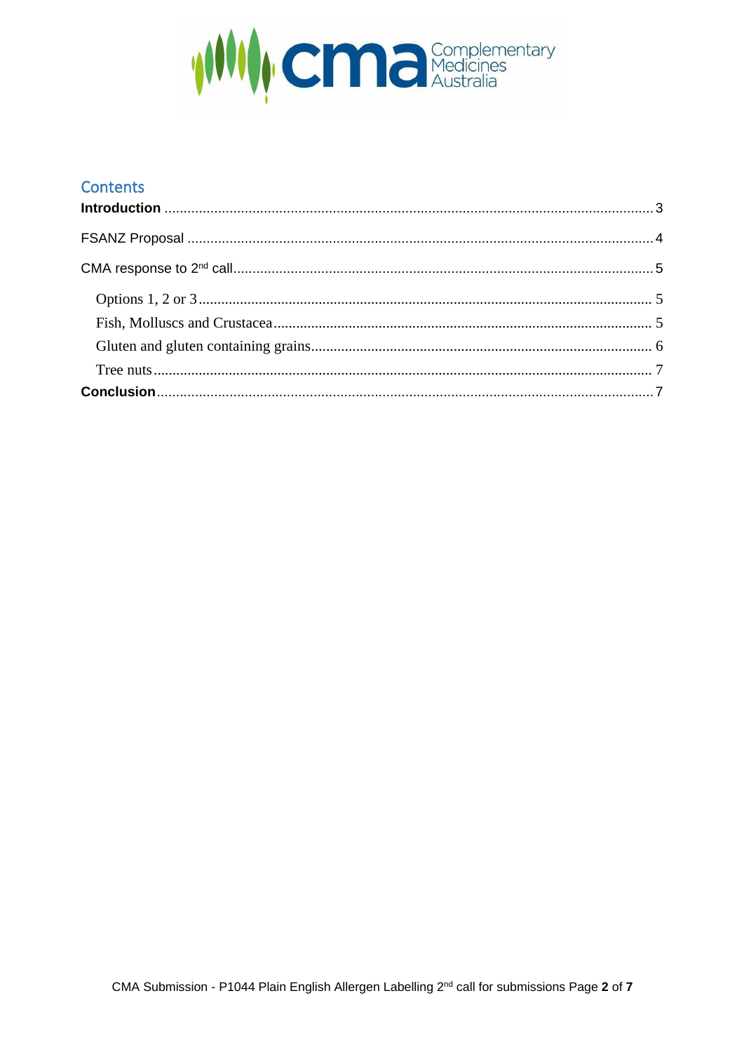## Contents

**Introduction** ..... 3

FSANZ Proposal ..... 4

CMA response to 2nd call ..... 5

- Options 1, 2 or 3 ..... 5
- Fish, Molluscs and Crustacea ..... 5
- Gluten and gluten containing grains ..... 6
- Tree nuts ..... 7

**Conclusion** ..... 7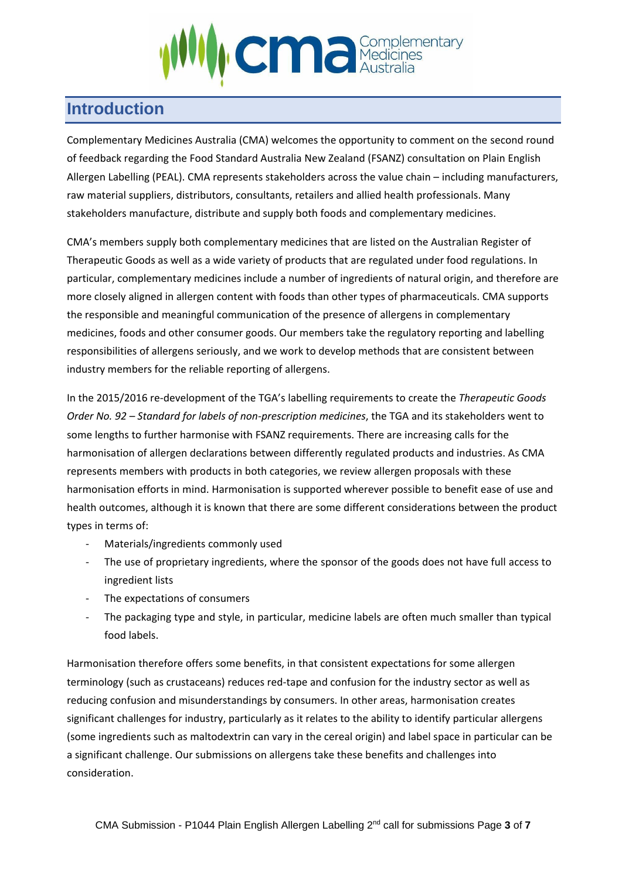## Introduction

Complementary Medicines Australia (CMA) welcomes the opportunity to comment on the second round of feedback regarding the Food Standard Australia New Zealand (FSANZ) consultation on Plain English Allergen Labelling (PEAL). CMA represents stakeholders across the value chain – including manufacturers, raw material suppliers, distributors, consultants, retailers and allied health professionals. Many stakeholders manufacture, distribute and supply both foods and complementary medicines.

CMA's members supply both complementary medicines that are listed on the Australian Register of Therapeutic Goods as well as a wide variety of products that are regulated under food regulations. In particular, complementary medicines include a number of ingredients of natural origin, and therefore are more closely aligned in allergen content with foods than other types of pharmaceuticals. CMA supports the responsible and meaningful communication of the presence of allergens in complementary medicines, foods and other consumer goods. Our members take the regulatory reporting and labelling responsibilities of allergens seriously, and we work to develop methods that are consistent between industry members for the reliable reporting of allergens.

In the 2015/2016 re-development of the TGA's labelling requirements to create the *Therapeutic Goods Order No. 92 – Standard for labels of non-prescription medicines*, the TGA and its stakeholders went to some lengths to further harmonise with FSANZ requirements. There are increasing calls for the harmonisation of allergen declarations between differently regulated products and industries. As CMA represents members with products in both categories, we review allergen proposals with these harmonisation efforts in mind. Harmonisation is supported wherever possible to benefit ease of use and health outcomes, although it is known that there are some different considerations between the product types in terms of:

- Materials/ingredients commonly used
- The use of proprietary ingredients, where the sponsor of the goods does not have full access to ingredient lists
- The expectations of consumers
- The packaging type and style, in particular, medicine labels are often much smaller than typical food labels.

Harmonisation therefore offers some benefits, in that consistent expectations for some allergen terminology (such as crustaceans) reduces red-tape and confusion for the industry sector as well as reducing confusion and misunderstandings by consumers. In other areas, harmonisation creates significant challenges for industry, particularly as it relates to the ability to identify particular allergens (some ingredients such as maltodextrin can vary in the cereal origin) and label space in particular can be a significant challenge. Our submissions on allergens take these benefits and challenges into consideration.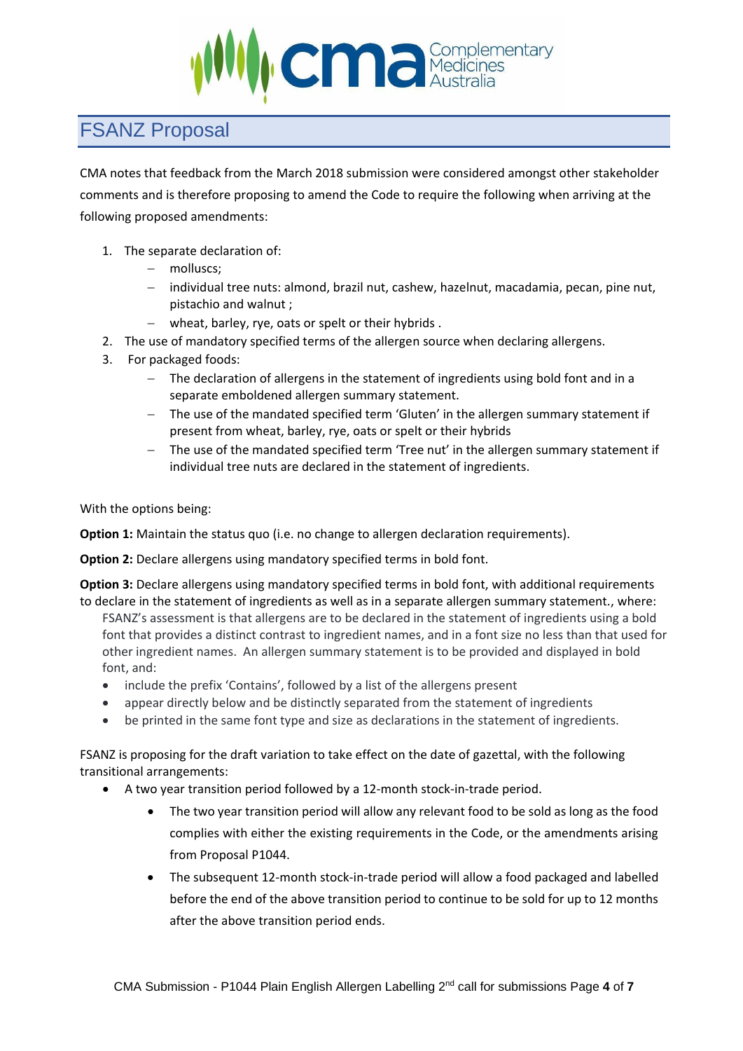## FSANZ Proposal

CMA notes that feedback from the March 2018 submission were considered amongst other stakeholder comments and is therefore proposing to amend the Code to require the following when arriving at the following proposed amendments:

1. The separate declaration of:
   - molluscs;
   - individual tree nuts: almond, brazil nut, cashew, hazelnut, macadamia, pecan, pine nut, pistachio and walnut ;
   - wheat, barley, rye, oats or spelt or their hybrids .
2. The use of mandatory specified terms of the allergen source when declaring allergens.
3. For packaged foods:
   - The declaration of allergens in the statement of ingredients using bold font and in a separate emboldened allergen summary statement.
   - The use of the mandated specified term 'Gluten' in the allergen summary statement if present from wheat, barley, rye, oats or spelt or their hybrids
   - The use of the mandated specified term 'Tree nut' in the allergen summary statement if individual tree nuts are declared in the statement of ingredients.

With the options being:

**Option 1:** Maintain the status quo (i.e. no change to allergen declaration requirements).

**Option 2:** Declare allergens using mandatory specified terms in bold font.

**Option 3:** Declare allergens using mandatory specified terms in bold font, with additional requirements to declare in the statement of ingredients as well as in a separate allergen summary statement., where:

FSANZ's assessment is that allergens are to be declared in the statement of ingredients using a bold font that provides a distinct contrast to ingredient names, and in a font size no less than that used for other ingredient names. An allergen summary statement is to be provided and displayed in bold font, and:

- include the prefix 'Contains', followed by a list of the allergens present
- appear directly below and be distinctly separated from the statement of ingredients
- be printed in the same font type and size as declarations in the statement of ingredients.

FSANZ is proposing for the draft variation to take effect on the date of gazettal, with the following transitional arrangements:

- A two year transition period followed by a 12-month stock-in-trade period.
  - The two year transition period will allow any relevant food to be sold as long as the food complies with either the existing requirements in the Code, or the amendments arising from Proposal P1044.
  - The subsequent 12-month stock-in-trade period will allow a food packaged and labelled before the end of the above transition period to continue to be sold for up to 12 months after the above transition period ends.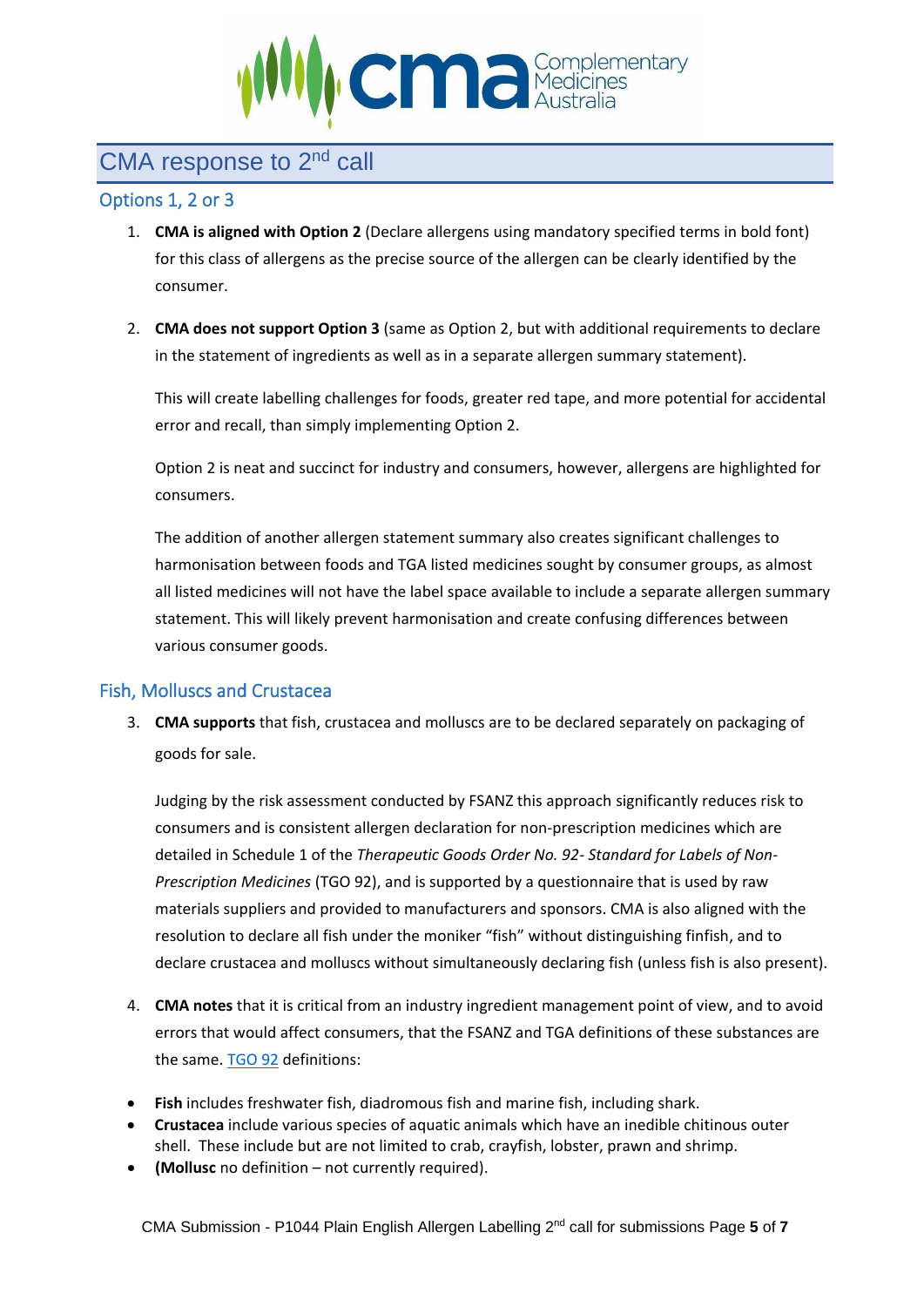## CMA response to 2nd call

### Options 1, 2 or 3

1. **CMA is aligned with Option 2** (Declare allergens using mandatory specified terms in bold font) for this class of allergens as the precise source of the allergen can be clearly identified by the consumer.

2. **CMA does not support Option 3** (same as Option 2, but with additional requirements to declare in the statement of ingredients as well as in a separate allergen summary statement).

   This will create labelling challenges for foods, greater red tape, and more potential for accidental error and recall, than simply implementing Option 2.

   Option 2 is neat and succinct for industry and consumers, however, allergens are highlighted for consumers.

   The addition of another allergen statement summary also creates significant challenges to harmonisation between foods and TGA listed medicines sought by consumer groups, as almost all listed medicines will not have the label space available to include a separate allergen summary statement. This will likely prevent harmonisation and create confusing differences between various consumer goods.

### Fish, Molluscs and Crustacea

3. **CMA supports** that fish, crustacea and molluscs are to be declared separately on packaging of goods for sale.

   Judging by the risk assessment conducted by FSANZ this approach significantly reduces risk to consumers and is consistent allergen declaration for non-prescription medicines which are detailed in Schedule 1 of the *Therapeutic Goods Order No. 92- Standard for Labels of Non-Prescription Medicines* (TGO 92), and is supported by a questionnaire that is used by raw materials suppliers and provided to manufacturers and sponsors. CMA is also aligned with the resolution to declare all fish under the moniker "fish" without distinguishing finfish, and to declare crustacea and molluscs without simultaneously declaring fish (unless fish is also present).

4. **CMA notes** that it is critical from an industry ingredient management point of view, and to avoid errors that would affect consumers, that the FSANZ and TGA definitions of these substances are the same. TGO 92 definitions:

- **Fish** includes freshwater fish, diadromous fish and marine fish, including shark.
- **Crustacea** include various species of aquatic animals which have an inedible chitinous outer shell. These include but are not limited to crab, crayfish, lobster, prawn and shrimp.
- **(Mollusc** no definition – not currently required).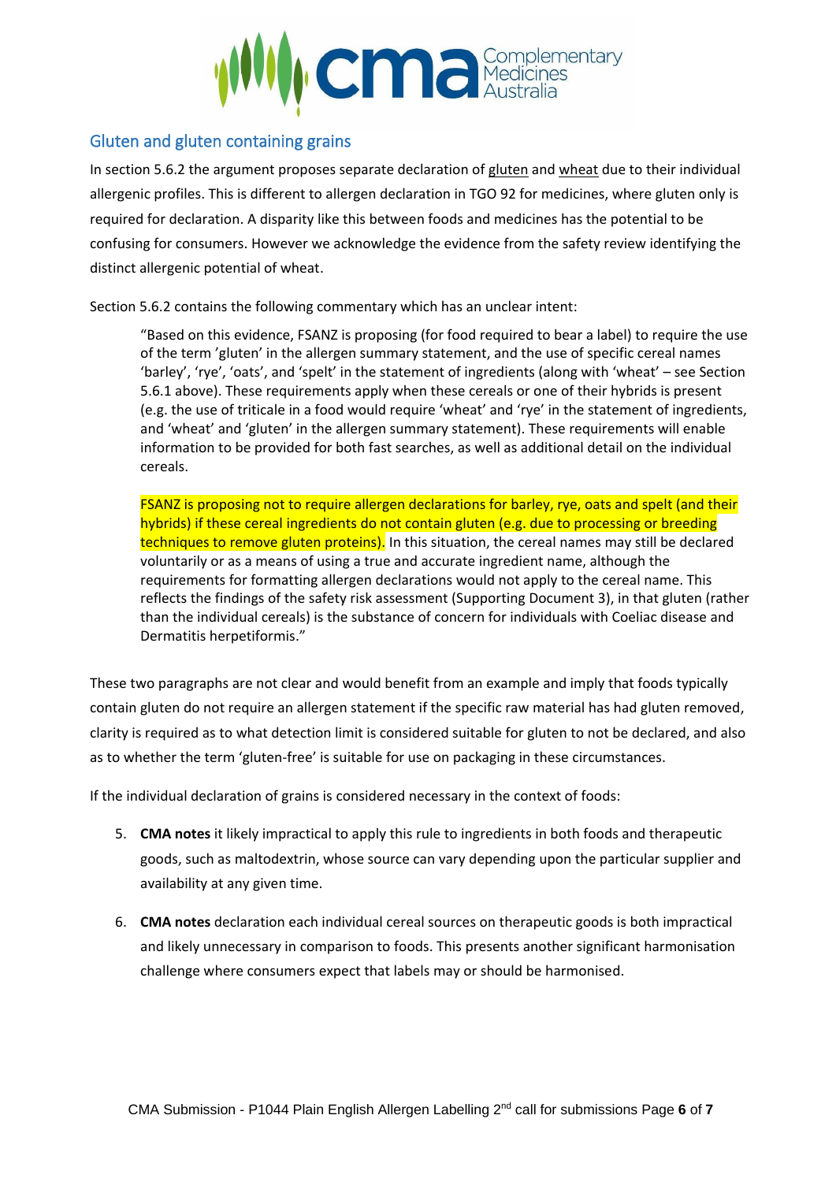## Gluten and gluten containing grains

In section 5.6.2 the argument proposes separate declaration of <u>gluten</u> and <u>wheat</u> due to their individual allergenic profiles. This is different to allergen declaration in TGO 92 for medicines, where gluten only is required for declaration. A disparity like this between foods and medicines has the potential to be confusing for consumers. However we acknowledge the evidence from the safety review identifying the distinct allergenic potential of wheat.

Section 5.6.2 contains the following commentary which has an unclear intent:

> "Based on this evidence, FSANZ is proposing (for food required to bear a label) to require the use of the term 'gluten' in the allergen summary statement, and the use of specific cereal names 'barley', 'rye', 'oats', and 'spelt' in the statement of ingredients (along with 'wheat' – see Section 5.6.1 above). These requirements apply when these cereals or one of their hybrids is present (e.g. the use of triticale in a food would require 'wheat' and 'rye' in the statement of ingredients, and 'wheat' and 'gluten' in the allergen summary statement). These requirements will enable information to be provided for both fast searches, as well as additional detail on the individual cereals.
>
> FSANZ is proposing not to require allergen declarations for barley, rye, oats and spelt (and their hybrids) if these cereal ingredients do not contain gluten (e.g. due to processing or breeding techniques to remove gluten proteins). In this situation, the cereal names may still be declared voluntarily or as a means of using a true and accurate ingredient name, although the requirements for formatting allergen declarations would not apply to the cereal name. This reflects the findings of the safety risk assessment (Supporting Document 3), in that gluten (rather than the individual cereals) is the substance of concern for individuals with Coeliac disease and Dermatitis herpetiformis."

These two paragraphs are not clear and would benefit from an example and imply that foods typically contain gluten do not require an allergen statement if the specific raw material has had gluten removed, clarity is required as to what detection limit is considered suitable for gluten to not be declared, and also as to whether the term 'gluten-free' is suitable for use on packaging in these circumstances.

If the individual declaration of grains is considered necessary in the context of foods:

5. **CMA notes** it likely impractical to apply this rule to ingredients in both foods and therapeutic goods, such as maltodextrin, whose source can vary depending upon the particular supplier and availability at any given time.

6. **CMA notes** declaration each individual cereal sources on therapeutic goods is both impractical and likely unnecessary in comparison to foods. This presents another significant harmonisation challenge where consumers expect that labels may or should be harmonised.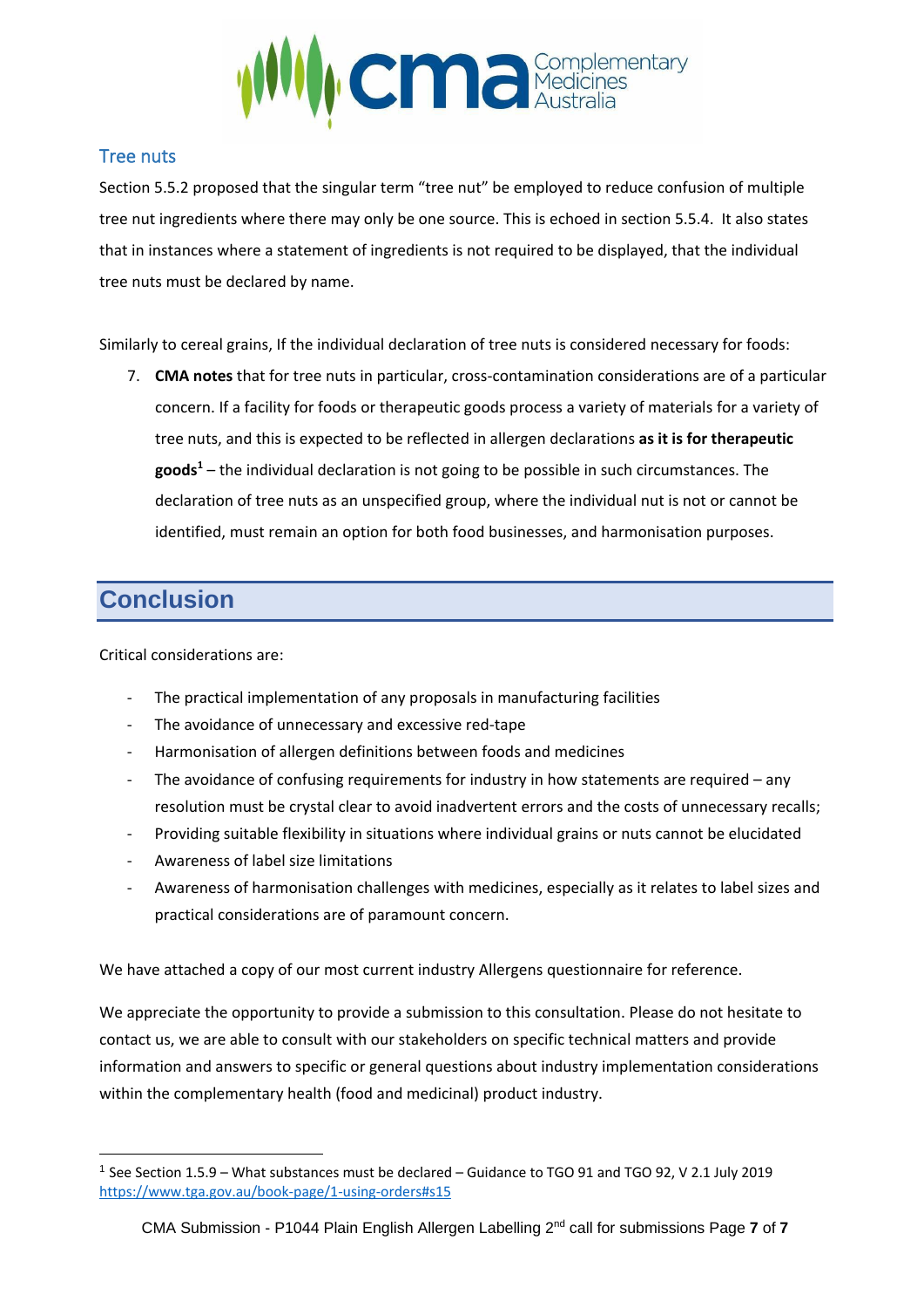### Tree nuts

Section 5.5.2 proposed that the singular term "tree nut" be employed to reduce confusion of multiple tree nut ingredients where there may only be one source. This is echoed in section 5.5.4. It also states that in instances where a statement of ingredients is not required to be displayed, that the individual tree nuts must be declared by name.

Similarly to cereal grains, If the individual declaration of tree nuts is considered necessary for foods:

7. **CMA notes** that for tree nuts in particular, cross-contamination considerations are of a particular concern. If a facility for foods or therapeutic goods process a variety of materials for a variety of tree nuts, and this is expected to be reflected in allergen declarations **as it is for therapeutic goods**[1] – the individual declaration is not going to be possible in such circumstances. The declaration of tree nuts as an unspecified group, where the individual nut is not or cannot be identified, must remain an option for both food businesses, and harmonisation purposes.

## Conclusion

Critical considerations are:

- The practical implementation of any proposals in manufacturing facilities
- The avoidance of unnecessary and excessive red-tape
- Harmonisation of allergen definitions between foods and medicines
- The avoidance of confusing requirements for industry in how statements are required – any resolution must be crystal clear to avoid inadvertent errors and the costs of unnecessary recalls;
- Providing suitable flexibility in situations where individual grains or nuts cannot be elucidated
- Awareness of label size limitations
- Awareness of harmonisation challenges with medicines, especially as it relates to label sizes and practical considerations are of paramount concern.

We have attached a copy of our most current industry Allergens questionnaire for reference.

We appreciate the opportunity to provide a submission to this consultation. Please do not hesitate to contact us, we are able to consult with our stakeholders on specific technical matters and provide information and answers to specific or general questions about industry implementation considerations within the complementary health (food and medicinal) product industry.

[1] See Section 1.5.9 – What substances must be declared – Guidance to TGO 91 and TGO 92, V 2.1 July 2019 https://www.tga.gov.au/book-page/1-using-orders#s15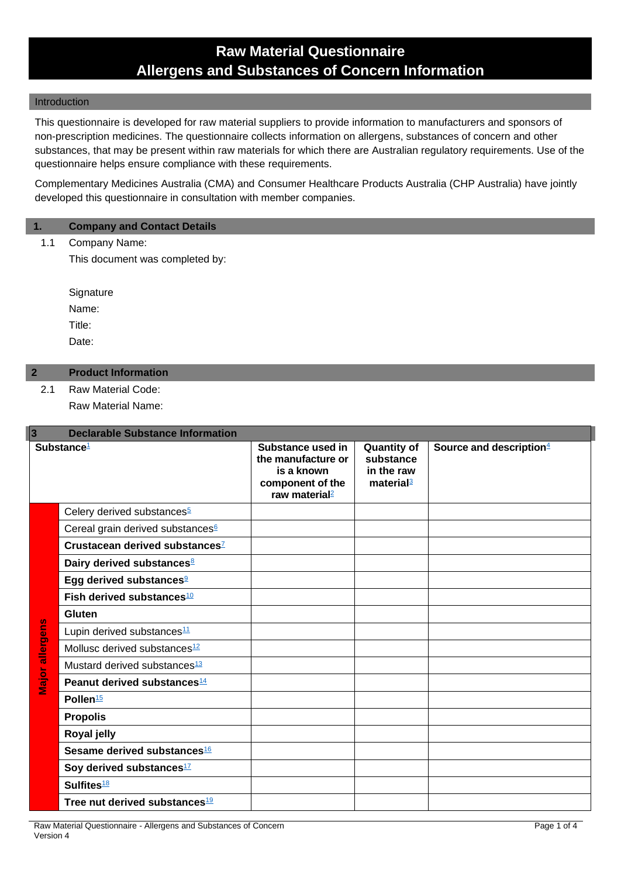# Raw Material Questionnaire
# Allergens and Substances of Concern Information

## Introduction

This questionnaire is developed for raw material suppliers to provide information to manufacturers and sponsors of non-prescription medicines. The questionnaire collects information on allergens, substances of concern and other substances, that may be present within raw materials for which there are Australian regulatory requirements. Use of the questionnaire helps ensure compliance with these requirements.

Complementary Medicines Australia (CMA) and Consumer Healthcare Products Australia (CHP Australia) have jointly developed this questionnaire in consultation with member companies.

## 1. Company and Contact Details

1.1 Company Name:

This document was completed by:

Signature

Name:

Title:

Date:

## 2 Product Information

2.1 Raw Material Code:

Raw Material Name:

## 3 Declarable Substance Information

| | Substance[1] | Substance used in the manufacture or is a known component of the raw material[2] | Quantity of substance in the raw material[3] | Source and description[4] |
|---|---|---|---|---|
| Major allergens | Celery derived substances[5] | | | |
| | Cereal grain derived substances[6] | | | |
| | **Crustacean derived substances**[7] | | | |
| | **Dairy derived substances**[8] | | | |
| | **Egg derived substances**[9] | | | |
| | **Fish derived substances**[10] | | | |
| | **Gluten** | | | |
| | Lupin derived substances[11] | | | |
| | Mollusc derived substances[12] | | | |
| | Mustard derived substances[13] | | | |
| | **Peanut derived substances**[14] | | | |
| | **Pollen**[15] | | | |
| | **Propolis** | | | |
| | **Royal jelly** | | | |
| | **Sesame derived substances**[16] | | | |
| | **Soy derived substances**[17] | | | |
| | **Sulfites**[18] | | | |
| | **Tree nut derived substances**[19] | | | |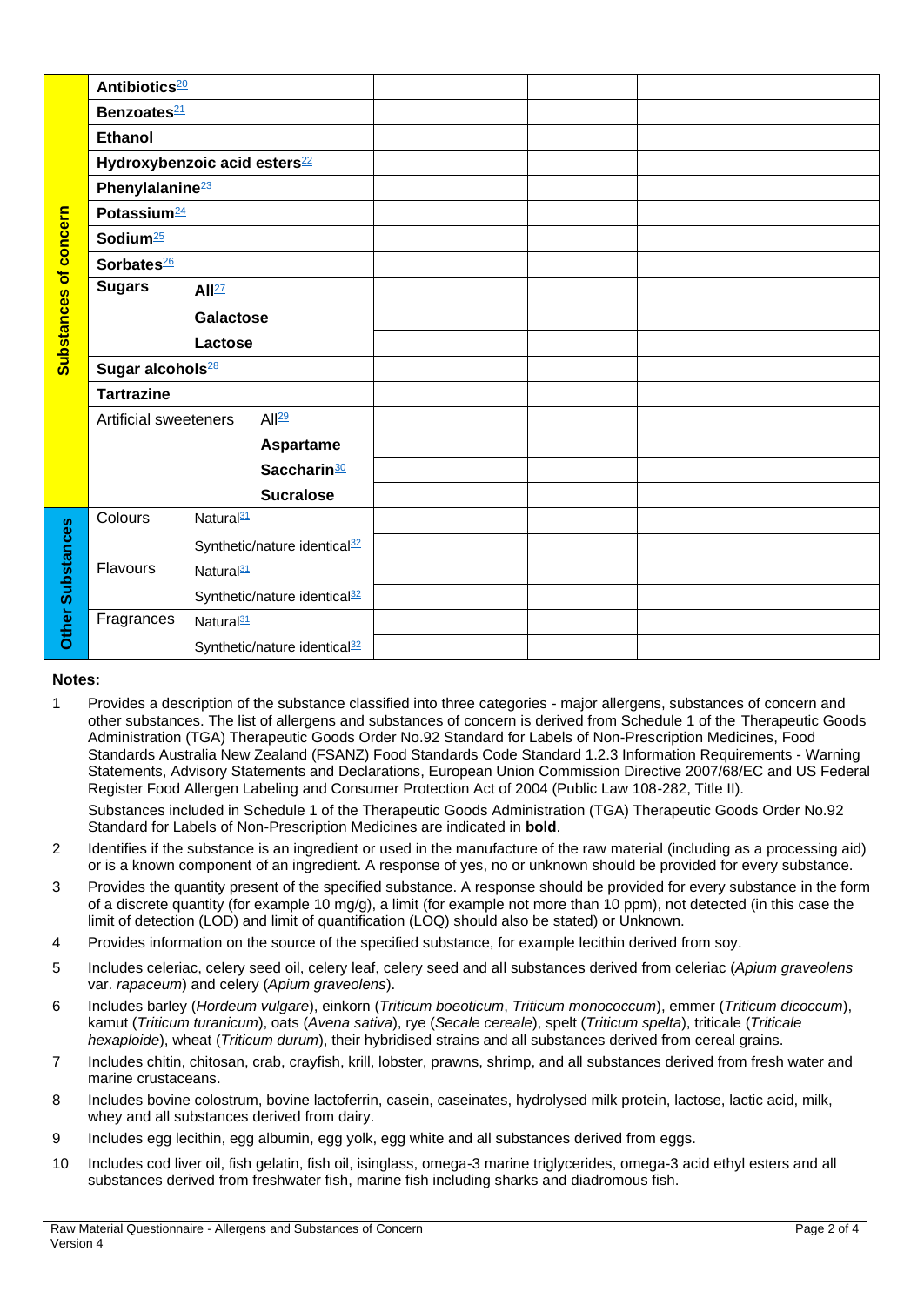| | | | | | |
|---|---|---|---|---|---|
| **Substances of concern** | **Antibiotics**[20] | | | | |
| | **Benzoates**[21] | | | | |
| | **Ethanol** | | | | |
| | **Hydroxybenzoic acid esters**[22] | | | | |
| | **Phenylalanine**[23] | | | | |
| | **Potassium**[24] | | | | |
| | **Sodium**[25] | | | | |
| | **Sorbates**[26] | | | | |
| | **Sugars** | **All**[27] | | | |
| | | **Galactose** | | | |
| | | **Lactose** | | | |
| | **Sugar alcohols**[28] | | | | |
| | **Tartrazine** | | | | |
| | Artificial sweeteners | All[29] | | | |
| | | **Aspartame** | | | |
| | | **Saccharin**[30] | | | |
| | | **Sucralose** | | | |
| **Other Substances** | Colours | Natural[31] | | | |
| | | Synthetic/nature identical[32] | | | |
| | Flavours | Natural[31] | | | |
| | | Synthetic/nature identical[32] | | | |
| | Fragrances | Natural[31] | | | |
| | | Synthetic/nature identical[32] | | | |

**Notes:**

1 Provides a description of the substance classified into three categories - major allergens, substances of concern and other substances. The list of allergens and substances of concern is derived from Schedule 1 of the Therapeutic Goods Administration (TGA) Therapeutic Goods Order No.92 Standard for Labels of Non-Prescription Medicines, Food Standards Australia New Zealand (FSANZ) Food Standards Code Standard 1.2.3 Information Requirements - Warning Statements, Advisory Statements and Declarations, European Union Commission Directive 2007/68/EC and US Federal Register Food Allergen Labeling and Consumer Protection Act of 2004 (Public Law 108-282, Title II).

Substances included in Schedule 1 of the Therapeutic Goods Administration (TGA) Therapeutic Goods Order No.92 Standard for Labels of Non-Prescription Medicines are indicated in **bold**.

2 Identifies if the substance is an ingredient or used in the manufacture of the raw material (including as a processing aid) or is a known component of an ingredient. A response of yes, no or unknown should be provided for every substance.

3 Provides the quantity present of the specified substance. A response should be provided for every substance in the form of a discrete quantity (for example 10 mg/g), a limit (for example not more than 10 ppm), not detected (in this case the limit of detection (LOD) and limit of quantification (LOQ) should also be stated) or Unknown.

4 Provides information on the source of the specified substance, for example lecithin derived from soy.

5 Includes celeriac, celery seed oil, celery leaf, celery seed and all substances derived from celeriac (*Apium graveolens* var. *rapaceum*) and celery (*Apium graveolens*).

6 Includes barley (*Hordeum vulgare*), einkorn (*Triticum boeoticum*, *Triticum monococcum*), emmer (*Triticum dicoccum*), kamut (*Triticum turanicum*), oats (*Avena sativa*), rye (*Secale cereale*), spelt (*Triticum spelta*), triticale (*Triticale hexaploide*), wheat (*Triticum durum*), their hybridised strains and all substances derived from cereal grains.

7 Includes chitin, chitosan, crab, crayfish, krill, lobster, prawns, shrimp, and all substances derived from fresh water and marine crustaceans.

8 Includes bovine colostrum, bovine lactoferrin, casein, caseinates, hydrolysed milk protein, lactose, lactic acid, milk, whey and all substances derived from dairy.

9 Includes egg lecithin, egg albumin, egg yolk, egg white and all substances derived from eggs.

10 Includes cod liver oil, fish gelatin, fish oil, isinglass, omega-3 marine triglycerides, omega-3 acid ethyl esters and all substances derived from freshwater fish, marine fish including sharks and diadromous fish.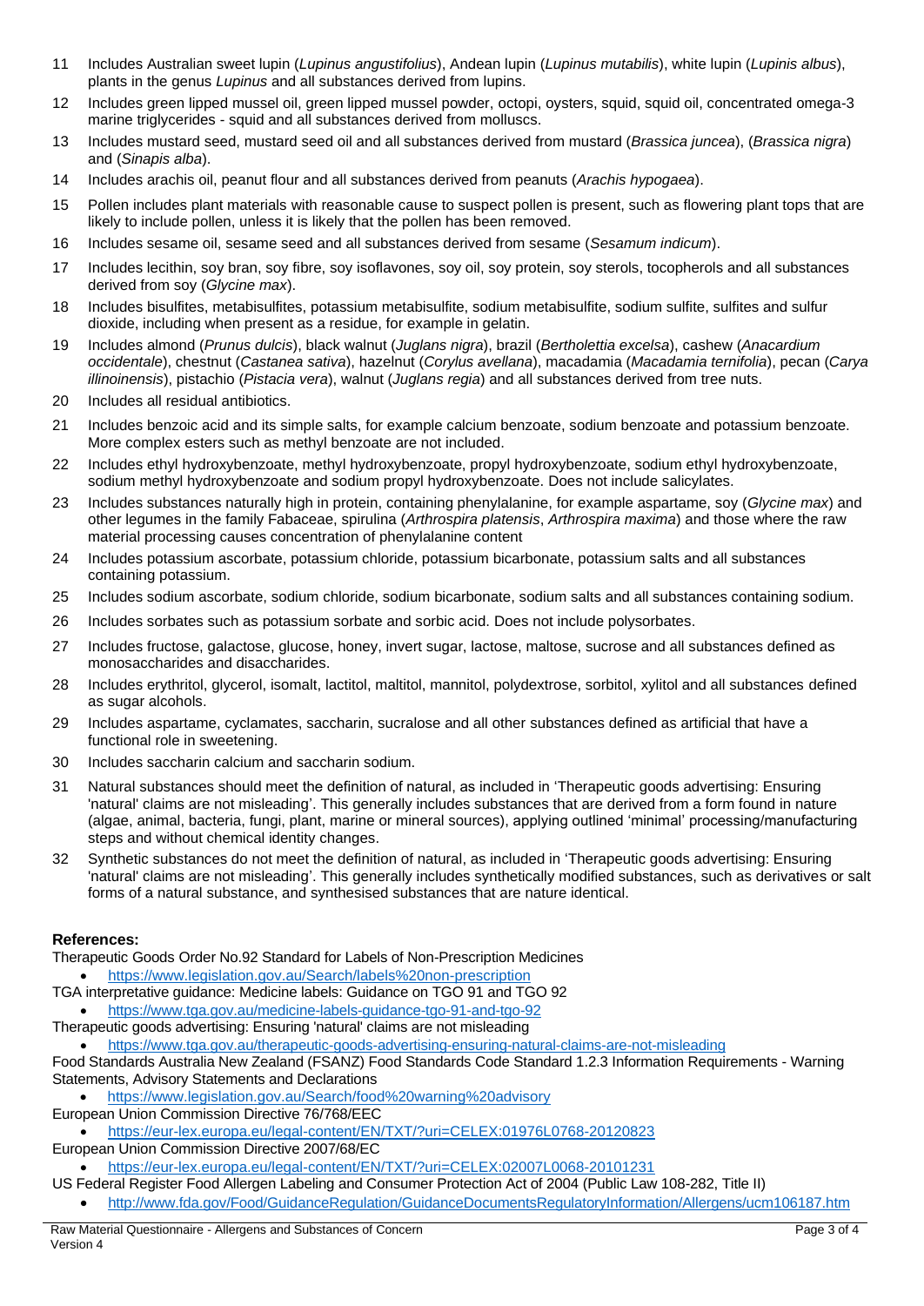11 Includes Australian sweet lupin (*Lupinus angustifolius*), Andean lupin (*Lupinus mutabilis*), white lupin (*Lupinis albus*), plants in the genus *Lupinus* and all substances derived from lupins.

12 Includes green lipped mussel oil, green lipped mussel powder, octopi, oysters, squid, squid oil, concentrated omega-3 marine triglycerides - squid and all substances derived from molluscs.

13 Includes mustard seed, mustard seed oil and all substances derived from mustard (*Brassica juncea*), (*Brassica nigra*) and (*Sinapis alba*).

14 Includes arachis oil, peanut flour and all substances derived from peanuts (*Arachis hypogaea*).

15 Pollen includes plant materials with reasonable cause to suspect pollen is present, such as flowering plant tops that are likely to include pollen, unless it is likely that the pollen has been removed.

16 Includes sesame oil, sesame seed and all substances derived from sesame (*Sesamum indicum*).

17 Includes lecithin, soy bran, soy fibre, soy isoflavones, soy oil, soy protein, soy sterols, tocopherols and all substances derived from soy (*Glycine max*).

18 Includes bisulfites, metabisulfites, potassium metabisulfite, sodium metabisulfite, sodium sulfite, sulfites and sulfur dioxide, including when present as a residue, for example in gelatin.

19 Includes almond (*Prunus dulcis*), black walnut (*Juglans nigra*), brazil (*Bertholettia excelsa*), cashew (*Anacardium occidentale*), chestnut (*Castanea sativa*), hazelnut (*Corylus avellana*), macadamia (*Macadamia ternifolia*), pecan (*Carya illinoinensis*), pistachio (*Pistacia vera*), walnut (*Juglans regia*) and all substances derived from tree nuts.

20 Includes all residual antibiotics.

21 Includes benzoic acid and its simple salts, for example calcium benzoate, sodium benzoate and potassium benzoate. More complex esters such as methyl benzoate are not included.

22 Includes ethyl hydroxybenzoate, methyl hydroxybenzoate, propyl hydroxybenzoate, sodium ethyl hydroxybenzoate, sodium methyl hydroxybenzoate and sodium propyl hydroxybenzoate. Does not include salicylates.

23 Includes substances naturally high in protein, containing phenylalanine, for example aspartame, soy (*Glycine max*) and other legumes in the family Fabaceae, spirulina (*Arthrospira platensis*, *Arthrospira maxima*) and those where the raw material processing causes concentration of phenylalanine content

24 Includes potassium ascorbate, potassium chloride, potassium bicarbonate, potassium salts and all substances containing potassium.

25 Includes sodium ascorbate, sodium chloride, sodium bicarbonate, sodium salts and all substances containing sodium.

26 Includes sorbates such as potassium sorbate and sorbic acid. Does not include polysorbates.

27 Includes fructose, galactose, glucose, honey, invert sugar, lactose, maltose, sucrose and all substances defined as monosaccharides and disaccharides.

28 Includes erythritol, glycerol, isomalt, lactitol, maltitol, mannitol, polydextrose, sorbitol, xylitol and all substances defined as sugar alcohols.

29 Includes aspartame, cyclamates, saccharin, sucralose and all other substances defined as artificial that have a functional role in sweetening.

30 Includes saccharin calcium and saccharin sodium.

31 Natural substances should meet the definition of natural, as included in 'Therapeutic goods advertising: Ensuring 'natural' claims are not misleading'. This generally includes substances that are derived from a form found in nature (algae, animal, bacteria, fungi, plant, marine or mineral sources), applying outlined 'minimal' processing/manufacturing steps and without chemical identity changes.

32 Synthetic substances do not meet the definition of natural, as included in 'Therapeutic goods advertising: Ensuring 'natural' claims are not misleading'. This generally includes synthetically modified substances, such as derivatives or salt forms of a natural substance, and synthesised substances that are nature identical.

**References:**

Therapeutic Goods Order No.92 Standard for Labels of Non-Prescription Medicines
- https://www.legislation.gov.au/Search/labels%20non-prescription

TGA interpretative guidance: Medicine labels: Guidance on TGO 91 and TGO 92
- https://www.tga.gov.au/medicine-labels-guidance-tgo-91-and-tgo-92

Therapeutic goods advertising: Ensuring 'natural' claims are not misleading
- https://www.tga.gov.au/therapeutic-goods-advertising-ensuring-natural-claims-are-not-misleading

Food Standards Australia New Zealand (FSANZ) Food Standards Code Standard 1.2.3 Information Requirements - Warning Statements, Advisory Statements and Declarations
- https://www.legislation.gov.au/Search/food%20warning%20advisory

European Union Commission Directive 76/768/EEC
- https://eur-lex.europa.eu/legal-content/EN/TXT/?uri=CELEX:01976L0768-20120823

European Union Commission Directive 2007/68/EC
- https://eur-lex.europa.eu/legal-content/EN/TXT/?uri=CELEX:02007L0068-20101231

US Federal Register Food Allergen Labeling and Consumer Protection Act of 2004 (Public Law 108-282, Title II)
- http://www.fda.gov/Food/GuidanceRegulation/GuidanceDocumentsRegulatoryInformation/Allergens/ucm106187.htm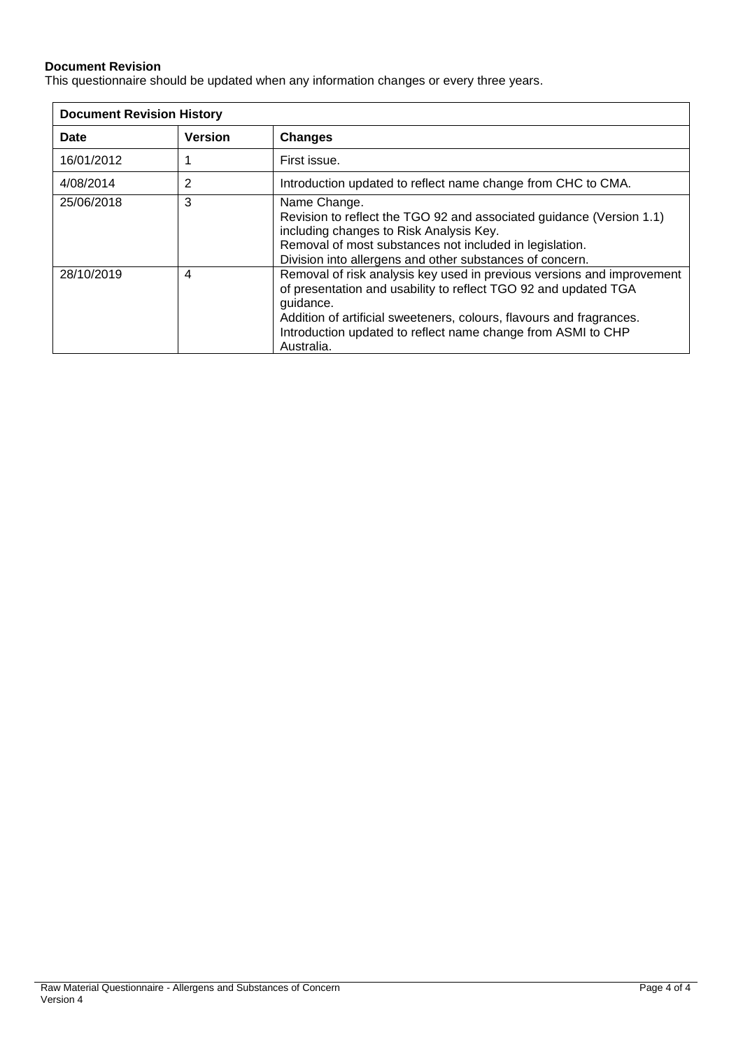**Document Revision**

This questionnaire should be updated when any information changes or every three years.

| Document Revision History | | |
|---|---|---|
| **Date** | **Version** | **Changes** |
| 16/01/2012 | 1 | First issue. |
| 4/08/2014 | 2 | Introduction updated to reflect name change from CHC to CMA. |
| 25/06/2018 | 3 | Name Change.<br>Revision to reflect the TGO 92 and associated guidance (Version 1.1) including changes to Risk Analysis Key.<br>Removal of most substances not included in legislation.<br>Division into allergens and other substances of concern. |
| 28/10/2019 | 4 | Removal of risk analysis key used in previous versions and improvement of presentation and usability to reflect TGO 92 and updated TGA guidance.<br>Addition of artificial sweeteners, colours, flavours and fragrances.<br>Introduction updated to reflect name change from ASMI to CHP Australia. |